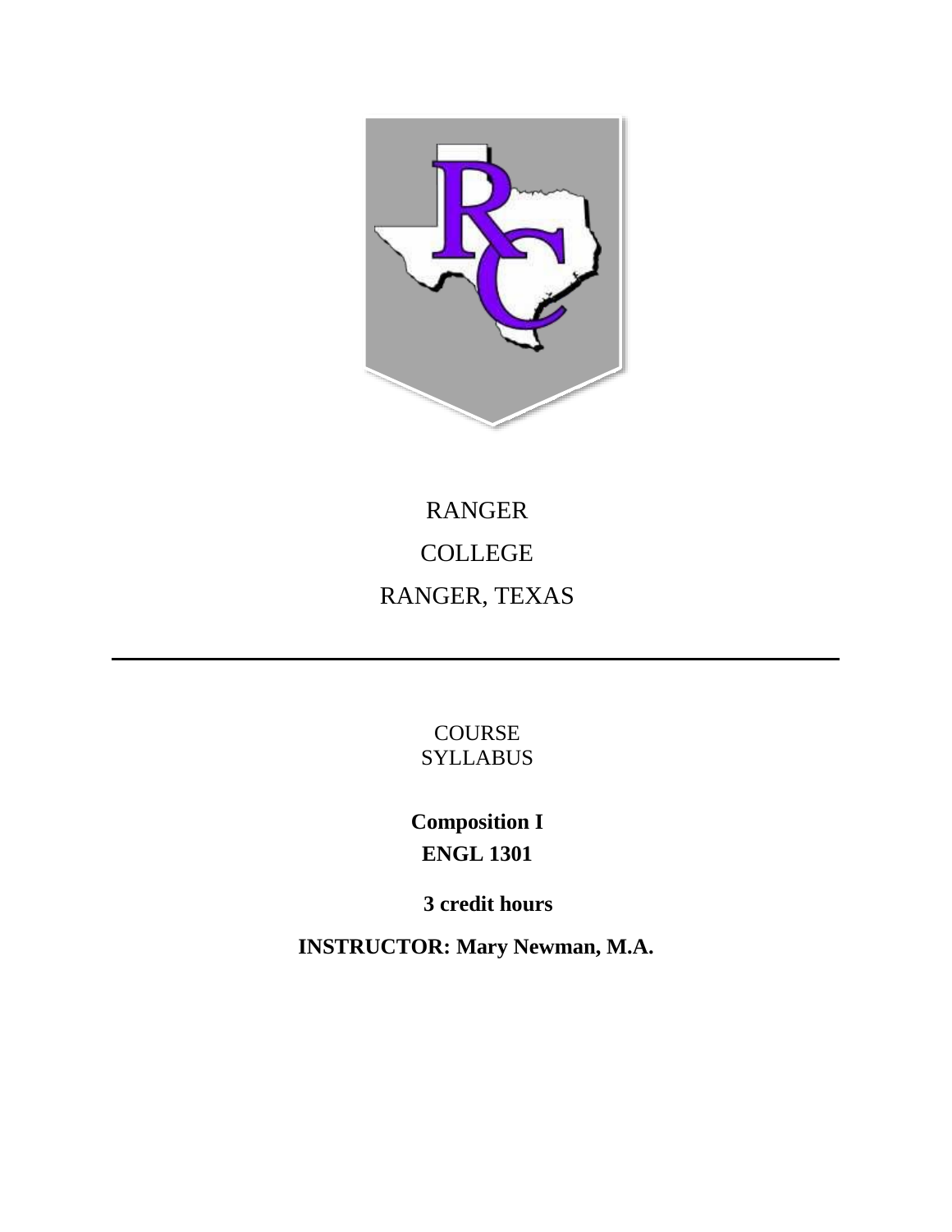RANGER

COLLEGE

RANGER, TEXAS

---

COURSE
SYLLABUS

**Composition I**

**ENGL 1301**

**3 credit hours**

**INSTRUCTOR: Mary Newman, M.A.**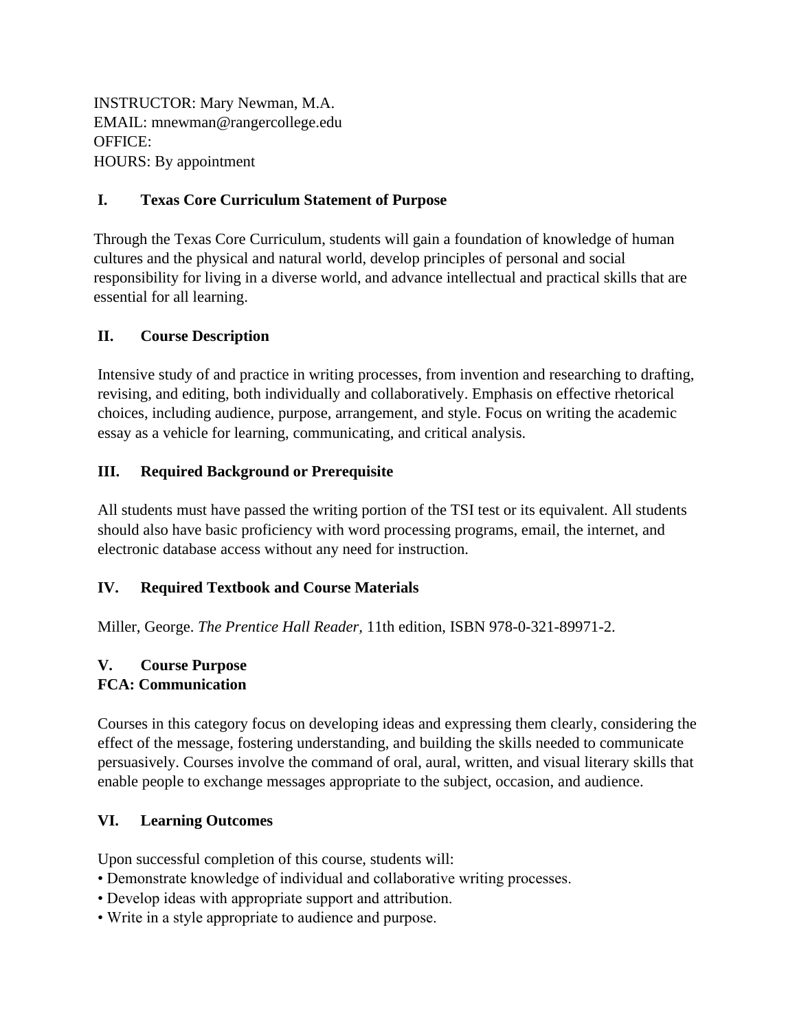INSTRUCTOR: Mary Newman, M.A.
EMAIL: mnewman@rangercollege.edu
OFFICE:
HOURS: By appointment

## I. Texas Core Curriculum Statement of Purpose

Through the Texas Core Curriculum, students will gain a foundation of knowledge of human cultures and the physical and natural world, develop principles of personal and social responsibility for living in a diverse world, and advance intellectual and practical skills that are essential for all learning.

## II. Course Description

Intensive study of and practice in writing processes, from invention and researching to drafting, revising, and editing, both individually and collaboratively. Emphasis on effective rhetorical choices, including audience, purpose, arrangement, and style. Focus on writing the academic essay as a vehicle for learning, communicating, and critical analysis.

## III. Required Background or Prerequisite

All students must have passed the writing portion of the TSI test or its equivalent. All students should also have basic proficiency with word processing programs, email, the internet, and electronic database access without any need for instruction.

## IV. Required Textbook and Course Materials

Miller, George. *The Prentice Hall Reader,* 11th edition, ISBN 978-0-321-89971-2.

## V. Course Purpose
**FCA: Communication**

Courses in this category focus on developing ideas and expressing them clearly, considering the effect of the message, fostering understanding, and building the skills needed to communicate persuasively. Courses involve the command of oral, aural, written, and visual literary skills that enable people to exchange messages appropriate to the subject, occasion, and audience.

## VI. Learning Outcomes

Upon successful completion of this course, students will:

- Demonstrate knowledge of individual and collaborative writing processes.
- Develop ideas with appropriate support and attribution.
- Write in a style appropriate to audience and purpose.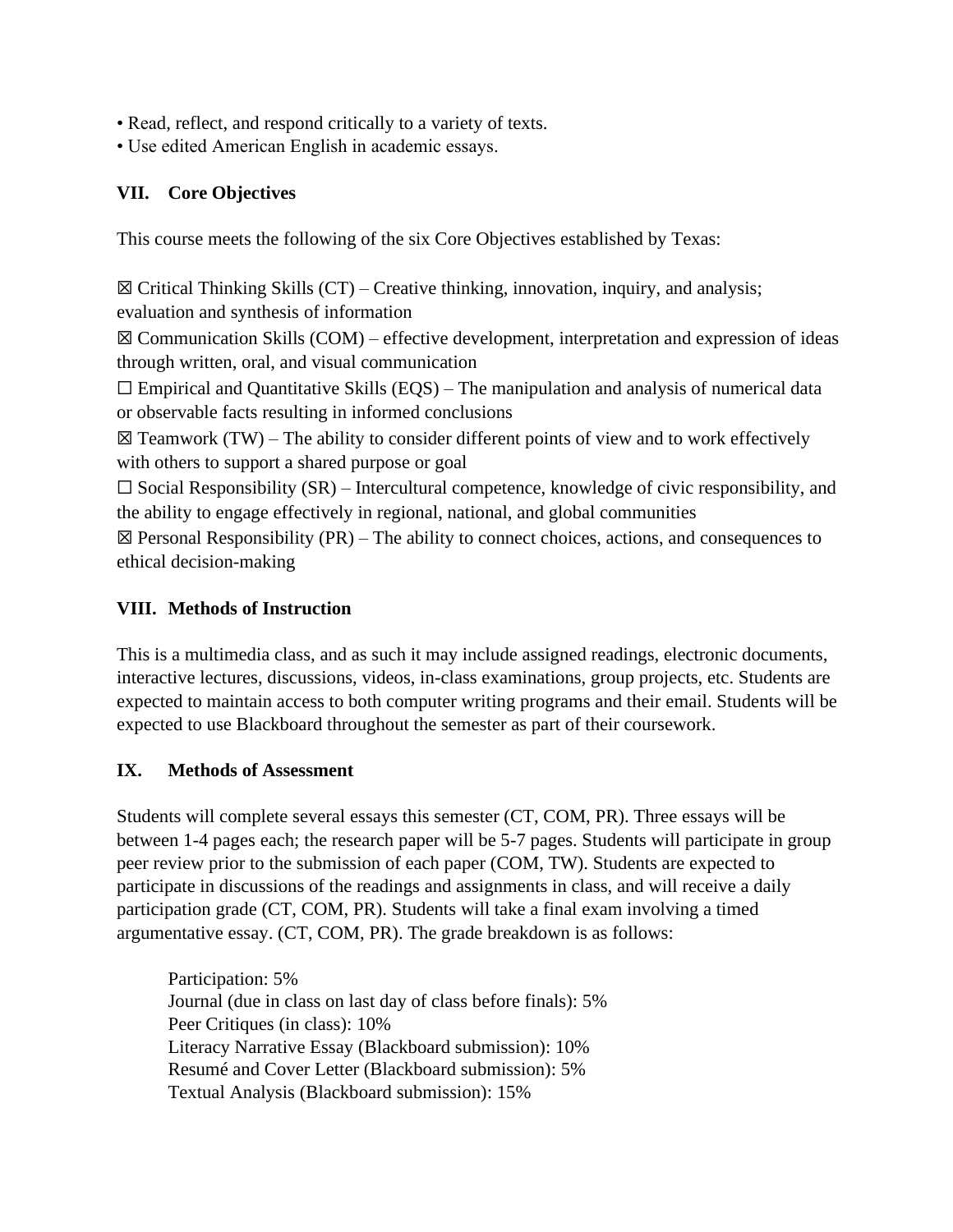- Read, reflect, and respond critically to a variety of texts.
- Use edited American English in academic essays.

## VII. Core Objectives

This course meets the following of the six Core Objectives established by Texas:

☒ Critical Thinking Skills (CT) – Creative thinking, innovation, inquiry, and analysis; evaluation and synthesis of information

☒ Communication Skills (COM) – effective development, interpretation and expression of ideas through written, oral, and visual communication

☐ Empirical and Quantitative Skills (EQS) – The manipulation and analysis of numerical data or observable facts resulting in informed conclusions

☒ Teamwork (TW) – The ability to consider different points of view and to work effectively with others to support a shared purpose or goal

☐ Social Responsibility (SR) – Intercultural competence, knowledge of civic responsibility, and the ability to engage effectively in regional, national, and global communities

☒ Personal Responsibility (PR) – The ability to connect choices, actions, and consequences to ethical decision-making

## VIII. Methods of Instruction

This is a multimedia class, and as such it may include assigned readings, electronic documents, interactive lectures, discussions, videos, in-class examinations, group projects, etc. Students are expected to maintain access to both computer writing programs and their email. Students will be expected to use Blackboard throughout the semester as part of their coursework.

## IX. Methods of Assessment

Students will complete several essays this semester (CT, COM, PR). Three essays will be between 1-4 pages each; the research paper will be 5-7 pages. Students will participate in group peer review prior to the submission of each paper (COM, TW). Students are expected to participate in discussions of the readings and assignments in class, and will receive a daily participation grade (CT, COM, PR). Students will take a final exam involving a timed argumentative essay. (CT, COM, PR). The grade breakdown is as follows:

Participation: 5%
Journal (due in class on last day of class before finals): 5%
Peer Critiques (in class): 10%
Literacy Narrative Essay (Blackboard submission): 10%
Resumé and Cover Letter (Blackboard submission): 5%
Textual Analysis (Blackboard submission): 15%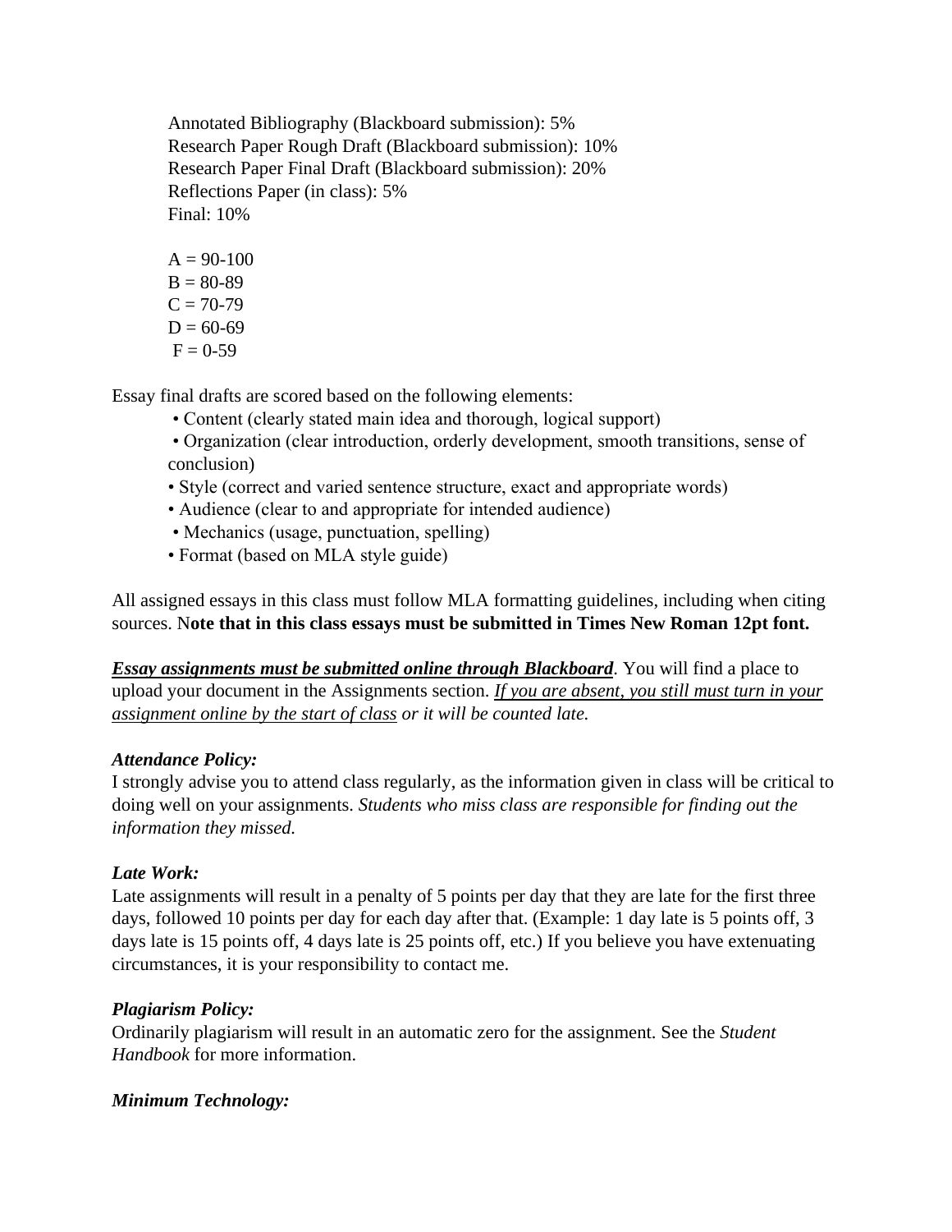Annotated Bibliography (Blackboard submission): 5%
Research Paper Rough Draft (Blackboard submission): 10%
Research Paper Final Draft (Blackboard submission): 20%
Reflections Paper (in class): 5%
Final: 10%

A = 90-100
B = 80-89
C = 70-79
D = 60-69
F = 0-59

Essay final drafts are scored based on the following elements:

- Content (clearly stated main idea and thorough, logical support)
- Organization (clear introduction, orderly development, smooth transitions, sense of conclusion)
- Style (correct and varied sentence structure, exact and appropriate words)
- Audience (clear to and appropriate for intended audience)
- Mechanics (usage, punctuation, spelling)
- Format (based on MLA style guide)

All assigned essays in this class must follow MLA formatting guidelines, including when citing sources. N**ote that in this class essays must be submitted in Times New Roman 12pt font.**

***<u>Essay assignments must be submitted online through Blackboard</u>***. You will find a place to upload your document in the Assignments section. *<u>If you are absent, you still must turn in your assignment online by the start of class</u> or it will be counted late.*

***Attendance Policy:***
I strongly advise you to attend class regularly, as the information given in class will be critical to doing well on your assignments. *Students who miss class are responsible for finding out the information they missed.*

***Late Work:***
Late assignments will result in a penalty of 5 points per day that they are late for the first three days, followed 10 points per day for each day after that. (Example: 1 day late is 5 points off, 3 days late is 15 points off, 4 days late is 25 points off, etc.) If you believe you have extenuating circumstances, it is your responsibility to contact me.

***Plagiarism Policy:***
Ordinarily plagiarism will result in an automatic zero for the assignment. See the *Student Handbook* for more information.

***Minimum Technology:***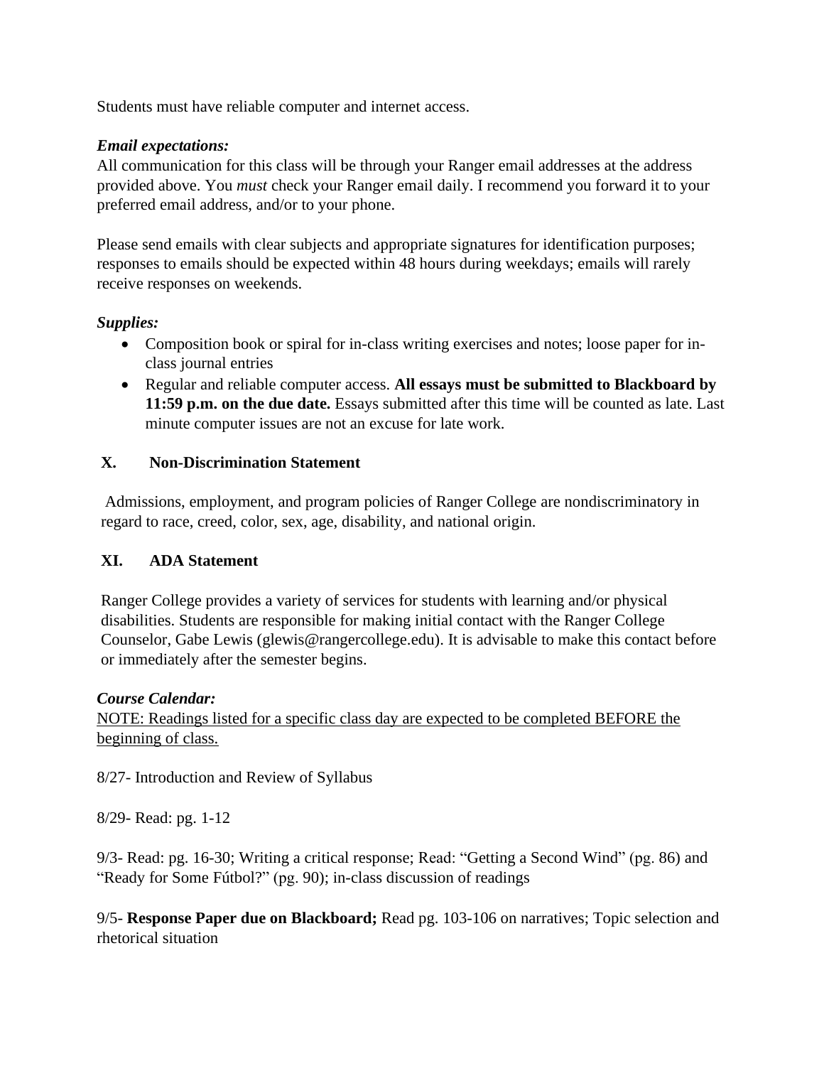Students must have reliable computer and internet access.

***Email expectations:***

All communication for this class will be through your Ranger email addresses at the address provided above. You *must* check your Ranger email daily. I recommend you forward it to your preferred email address, and/or to your phone.

Please send emails with clear subjects and appropriate signatures for identification purposes; responses to emails should be expected within 48 hours during weekdays; emails will rarely receive responses on weekends.

***Supplies:***

- Composition book or spiral for in-class writing exercises and notes; loose paper for in-class journal entries
- Regular and reliable computer access. **All essays must be submitted to Blackboard by 11:59 p.m. on the due date.** Essays submitted after this time will be counted as late. Last minute computer issues are not an excuse for late work.

## X. Non-Discrimination Statement

Admissions, employment, and program policies of Ranger College are nondiscriminatory in regard to race, creed, color, sex, age, disability, and national origin.

## XI. ADA Statement

Ranger College provides a variety of services for students with learning and/or physical disabilities. Students are responsible for making initial contact with the Ranger College Counselor, Gabe Lewis (glewis@rangercollege.edu). It is advisable to make this contact before or immediately after the semester begins.

***Course Calendar:***

<u>NOTE: Readings listed for a specific class day are expected to be completed BEFORE the beginning of class.</u>

8/27- Introduction and Review of Syllabus

8/29- Read: pg. 1-12

9/3- Read: pg. 16-30; Writing a critical response; Read: "Getting a Second Wind" (pg. 86) and "Ready for Some Fútbol?" (pg. 90); in-class discussion of readings

9/5- **Response Paper due on Blackboard;** Read pg. 103-106 on narratives; Topic selection and rhetorical situation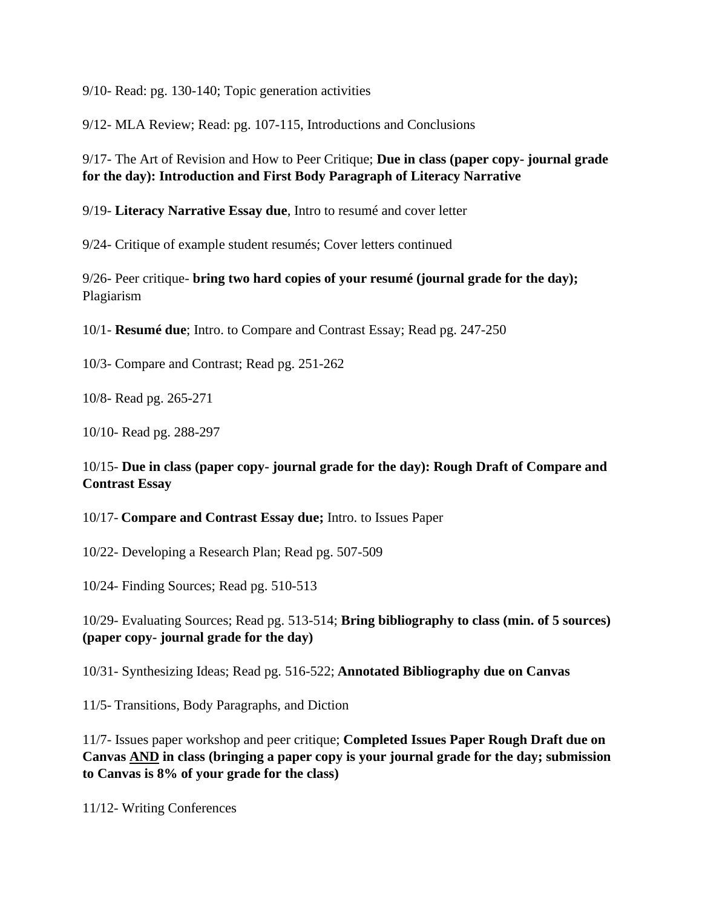9/10- Read: pg. 130-140; Topic generation activities

9/12- MLA Review; Read: pg. 107-115, Introductions and Conclusions

9/17- The Art of Revision and How to Peer Critique; **Due in class (paper copy- journal grade for the day): Introduction and First Body Paragraph of Literacy Narrative**

9/19- **Literacy Narrative Essay due**, Intro to resumé and cover letter

9/24- Critique of example student resumés; Cover letters continued

9/26- Peer critique- **bring two hard copies of your resumé (journal grade for the day);** Plagiarism

10/1- **Resumé due**; Intro. to Compare and Contrast Essay; Read pg. 247-250

10/3- Compare and Contrast; Read pg. 251-262

10/8- Read pg. 265-271

10/10- Read pg. 288-297

10/15- **Due in class (paper copy- journal grade for the day): Rough Draft of Compare and Contrast Essay**

10/17- **Compare and Contrast Essay due;** Intro. to Issues Paper

10/22- Developing a Research Plan; Read pg. 507-509

10/24- Finding Sources; Read pg. 510-513

10/29- Evaluating Sources; Read pg. 513-514; **Bring bibliography to class (min. of 5 sources) (paper copy- journal grade for the day)**

10/31- Synthesizing Ideas; Read pg. 516-522; **Annotated Bibliography due on Canvas**

11/5- Transitions, Body Paragraphs, and Diction

11/7- Issues paper workshop and peer critique; **Completed Issues Paper Rough Draft due on Canvas <u>AND</u> in class (bringing a paper copy is your journal grade for the day; submission to Canvas is 8% of your grade for the class)**

11/12- Writing Conferences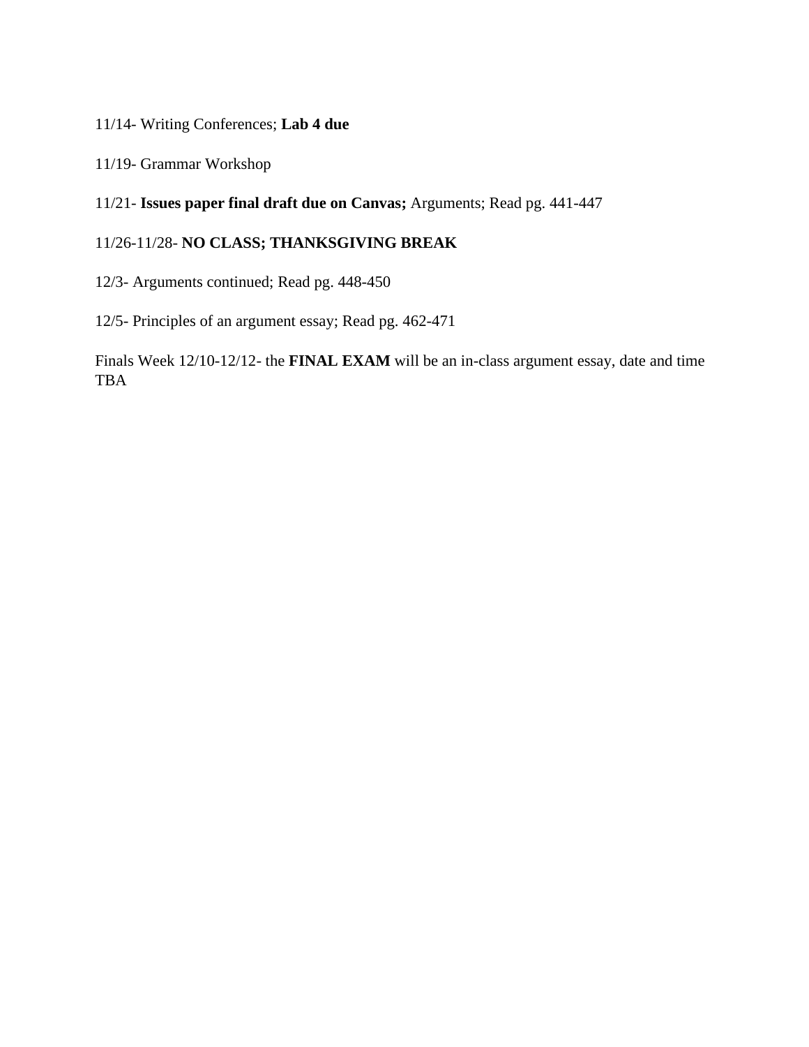11/14- Writing Conferences; **Lab 4 due**

11/19- Grammar Workshop

11/21- **Issues paper final draft due on Canvas;** Arguments; Read pg. 441-447

11/26-11/28- **NO CLASS; THANKSGIVING BREAK**

12/3- Arguments continued; Read pg. 448-450

12/5- Principles of an argument essay; Read pg. 462-471

Finals Week 12/10-12/12- the **FINAL EXAM** will be an in-class argument essay, date and time TBA